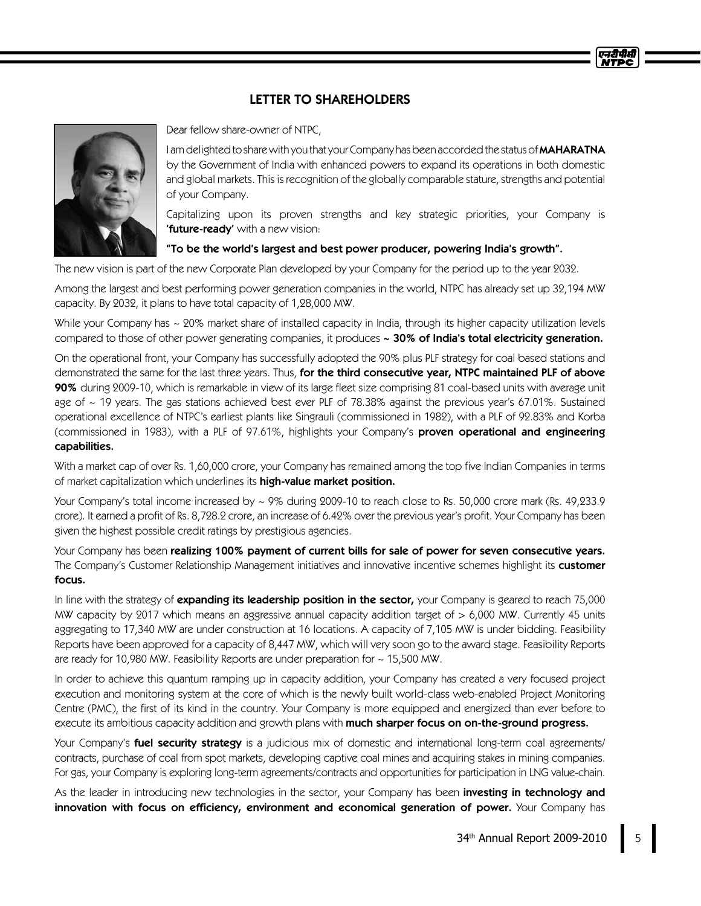## LETTER TO SHAREHOLDERS

Dear fellow share-owner of NTPC,

I am delighted to share with you that your Company has been accorded the status of **MAHARATNA** by the Government of India with enhanced powers to expand its operations in both domestic and global markets. This is recognition of the globally comparable stature, strengths and potential of your Company.

Capitalizing upon its proven strengths and key strategic priorities, your Company is **'future-ready'** with a new vision:

**"To be the world's largest and best power producer, powering India's growth".**

The new vision is part of the new Corporate Plan developed by your Company for the period up to the year 2032.

Among the largest and best performing power generation companies in the world, NTPC has already set up 32,194 MW capacity. By 2032, it plans to have total capacity of 1,28,000 MW.

While your Company has ~ 20% market share of installed capacity in India, through its higher capacity utilization levels compared to those of other power generating companies, it produces **~ 30% of India's total electricity generation.**

On the operational front, your Company has successfully adopted the 90% plus PLF strategy for coal based stations and demonstrated the same for the last three years. Thus, **for the third consecutive year, NTPC maintained PLF of above 90%** during 2009-10, which is remarkable in view of its large fleet size comprising 81 coal-based units with average unit age of ~ 19 years. The gas stations achieved best ever PLF of 78.38% against the previous year's 67.01%. Sustained operational excellence of NTPC's earliest plants like Singrauli (commissioned in 1982), with a PLF of 92.83% and Korba (commissioned in 1983), with a PLF of 97.61%, highlights your Company's **proven operational and engineering capabilities.**

With a market cap of over Rs. 1,60,000 crore, your Company has remained among the top five Indian Companies in terms of market capitalization which underlines its **high-value market position.**

Your Company's total income increased by ~ 9% during 2009-10 to reach close to Rs. 50,000 crore mark (Rs. 49,233.9 crore). It earned a profit of Rs. 8,728.2 crore, an increase of 6.42% over the previous year's profit. Your Company has been given the highest possible credit ratings by prestigious agencies.

Your Company has been **realizing 100% payment of current bills for sale of power for seven consecutive years.** The Company's Customer Relationship Management initiatives and innovative incentive schemes highlight its **customer focus.**

In line with the strategy of **expanding its leadership position in the sector,** your Company is geared to reach 75,000 MW capacity by 2017 which means an aggressive annual capacity addition target of > 6,000 MW. Currently 45 units aggregating to 17,340 MW are under construction at 16 locations. A capacity of 7,105 MW is under bidding. Feasibility Reports have been approved for a capacity of 8,447 MW, which will very soon go to the award stage. Feasibility Reports are ready for 10,980 MW. Feasibility Reports are under preparation for ~ 15,500 MW.

In order to achieve this quantum ramping up in capacity addition, your Company has created a very focused project execution and monitoring system at the core of which is the newly built world-class web-enabled Project Monitoring Centre (PMC), the first of its kind in the country. Your Company is more equipped and energized than ever before to execute its ambitious capacity addition and growth plans with **much sharper focus on on-the-ground progress.**

Your Company's **fuel security strategy** is a judicious mix of domestic and international long-term coal agreements/ contracts, purchase of coal from spot markets, developing captive coal mines and acquiring stakes in mining companies. For gas, your Company is exploring long-term agreements/contracts and opportunities for participation in LNG value-chain.

As the leader in introducing new technologies in the sector, your Company has been **investing in technology and innovation with focus on efficiency, environment and economical generation of power.** Your Company has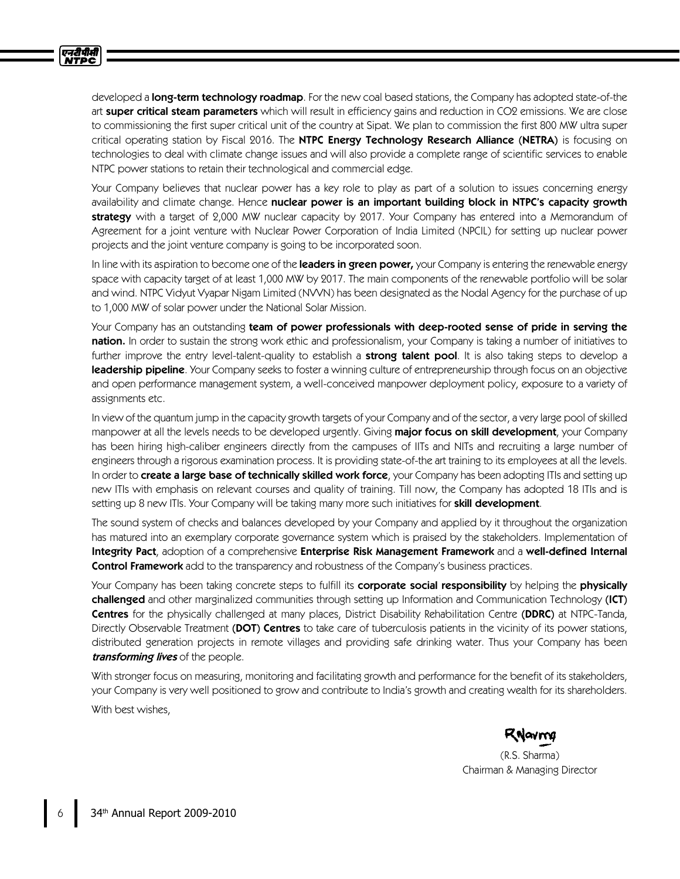developed a **long-term technology roadmap**. For the new coal based stations, the Company has adopted state-of-the art **super critical steam parameters** which will result in efficiency gains and reduction in CO2 emissions. We are close to commissioning the first super critical unit of the country at Sipat. We plan to commission the first 800 MW ultra super critical operating station by Fiscal 2016. The **NTPC Energy Technology Research Alliance (NETRA)** is focusing on technologies to deal with climate change issues and will also provide a complete range of scientific services to enable NTPC power stations to retain their technological and commercial edge.

Your Company believes that nuclear power has a key role to play as part of a solution to issues concerning energy availability and climate change. Hence **nuclear power is an important building block in NTPC's capacity growth strategy** with a target of 2,000 MW nuclear capacity by 2017. Your Company has entered into a Memorandum of Agreement for a joint venture with Nuclear Power Corporation of India Limited (NPCIL) for setting up nuclear power projects and the joint venture company is going to be incorporated soon.

In line with its aspiration to become one of the **leaders in green power,** your Company is entering the renewable energy space with capacity target of at least 1,000 MW by 2017. The main components of the renewable portfolio will be solar and wind. NTPC Vidyut Vyapar Nigam Limited (NVVN) has been designated as the Nodal Agency for the purchase of up to 1,000 MW of solar power under the National Solar Mission.

Your Company has an outstanding **team of power professionals with deep-rooted sense of pride in serving the nation.** In order to sustain the strong work ethic and professionalism, your Company is taking a number of initiatives to further improve the entry level-talent-quality to establish a **strong talent pool**. It is also taking steps to develop a **leadership pipeline**. Your Company seeks to foster a winning culture of entrepreneurship through focus on an objective and open performance management system, a well-conceived manpower deployment policy, exposure to a variety of assignments etc.

In view of the quantum jump in the capacity growth targets of your Company and of the sector, a very large pool of skilled manpower at all the levels needs to be developed urgently. Giving **major focus on skill development**, your Company has been hiring high-caliber engineers directly from the campuses of IITs and NITs and recruiting a large number of engineers through a rigorous examination process. It is providing state-of-the art training to its employees at all the levels. In order to **create a large base of technically skilled work force**, your Company has been adopting ITIs and setting up new ITIs with emphasis on relevant courses and quality of training. Till now, the Company has adopted 18 ITIs and is setting up 8 new ITIs. Your Company will be taking many more such initiatives for **skill development**.

The sound system of checks and balances developed by your Company and applied by it throughout the organization has matured into an exemplary corporate governance system which is praised by the stakeholders. Implementation of **Integrity Pact**, adoption of a comprehensive **Enterprise Risk Management Framework** and a **well-defined Internal Control Framework** add to the transparency and robustness of the Company's business practices.

Your Company has been taking concrete steps to fulfill its **corporate social responsibility** by helping the **physically challenged** and other marginalized communities through setting up Information and Communication Technology **(ICT) Centres** for the physically challenged at many places, District Disability Rehabilitation Centre **(DDRC)** at NTPC-Tanda, Directly Observable Treatment **(DOT) Centres** to take care of tuberculosis patients in the vicinity of its power stations, distributed generation projects in remote villages and providing safe drinking water. Thus your Company has been ***transforming lives*** of the people.

With stronger focus on measuring, monitoring and facilitating growth and performance for the benefit of its stakeholders, your Company is very well positioned to grow and contribute to India's growth and creating wealth for its shareholders.

With best wishes,

(R.S. Sharma)
Chairman & Managing Director